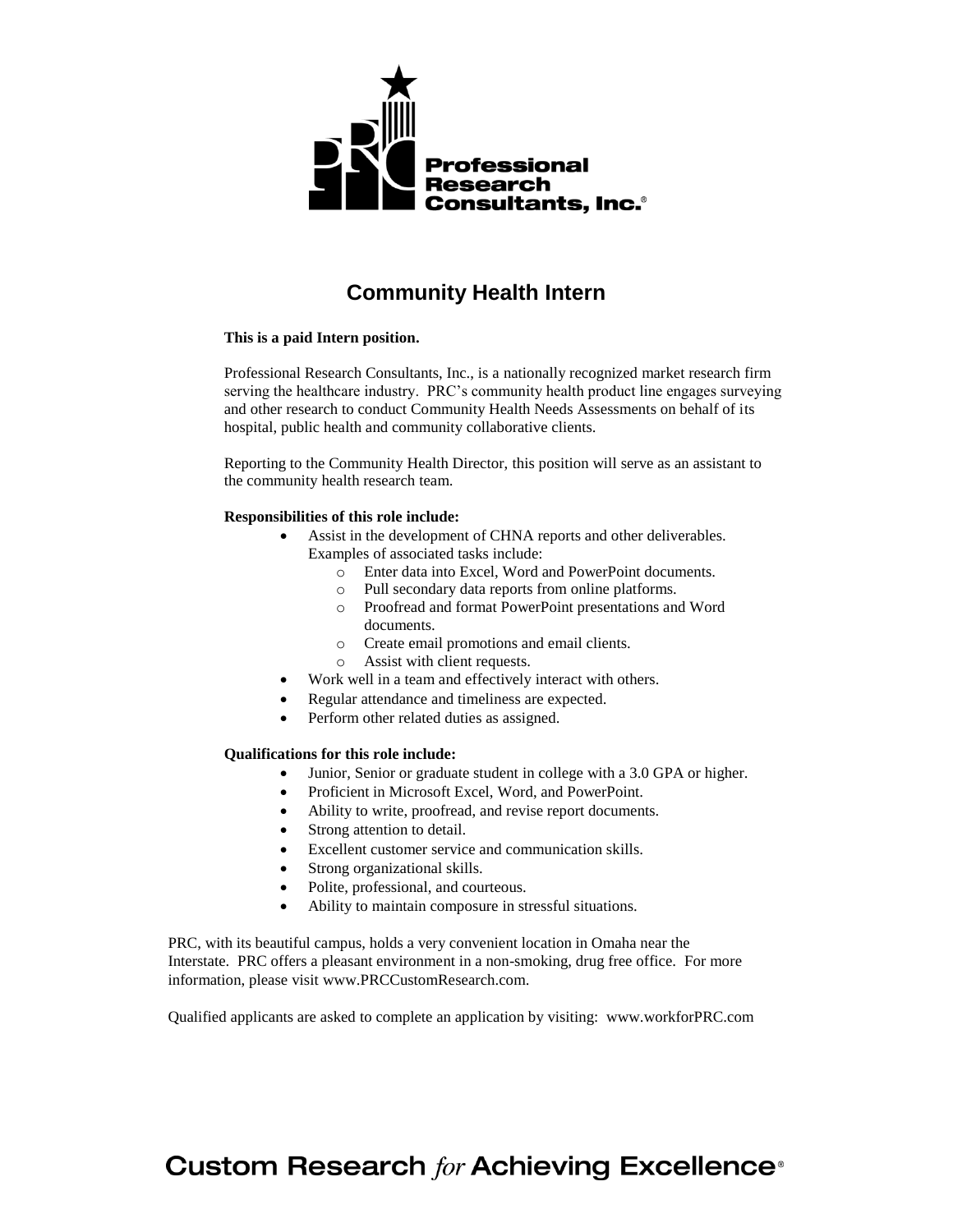Professional Research Consultants, Inc.®

# Community Health Intern

**This is a paid Intern position.**

Professional Research Consultants, Inc., is a nationally recognized market research firm serving the healthcare industry. PRC's community health product line engages surveying and other research to conduct Community Health Needs Assessments on behalf of its hospital, public health and community collaborative clients.

Reporting to the Community Health Director, this position will serve as an assistant to the community health research team.

**Responsibilities of this role include:**

- Assist in the development of CHNA reports and other deliverables. Examples of associated tasks include:
  - Enter data into Excel, Word and PowerPoint documents.
  - Pull secondary data reports from online platforms.
  - Proofread and format PowerPoint presentations and Word documents.
  - Create email promotions and email clients.
  - Assist with client requests.
- Work well in a team and effectively interact with others.
- Regular attendance and timeliness are expected.
- Perform other related duties as assigned.

**Qualifications for this role include:**

- Junior, Senior or graduate student in college with a 3.0 GPA or higher.
- Proficient in Microsoft Excel, Word, and PowerPoint.
- Ability to write, proofread, and revise report documents.
- Strong attention to detail.
- Excellent customer service and communication skills.
- Strong organizational skills.
- Polite, professional, and courteous.
- Ability to maintain composure in stressful situations.

PRC, with its beautiful campus, holds a very convenient location in Omaha near the Interstate. PRC offers a pleasant environment in a non-smoking, drug free office. For more information, please visit www.PRCCustomResearch.com.

Qualified applicants are asked to complete an application by visiting: www.workforPRC.com

Custom Research *for* Achieving Excellence®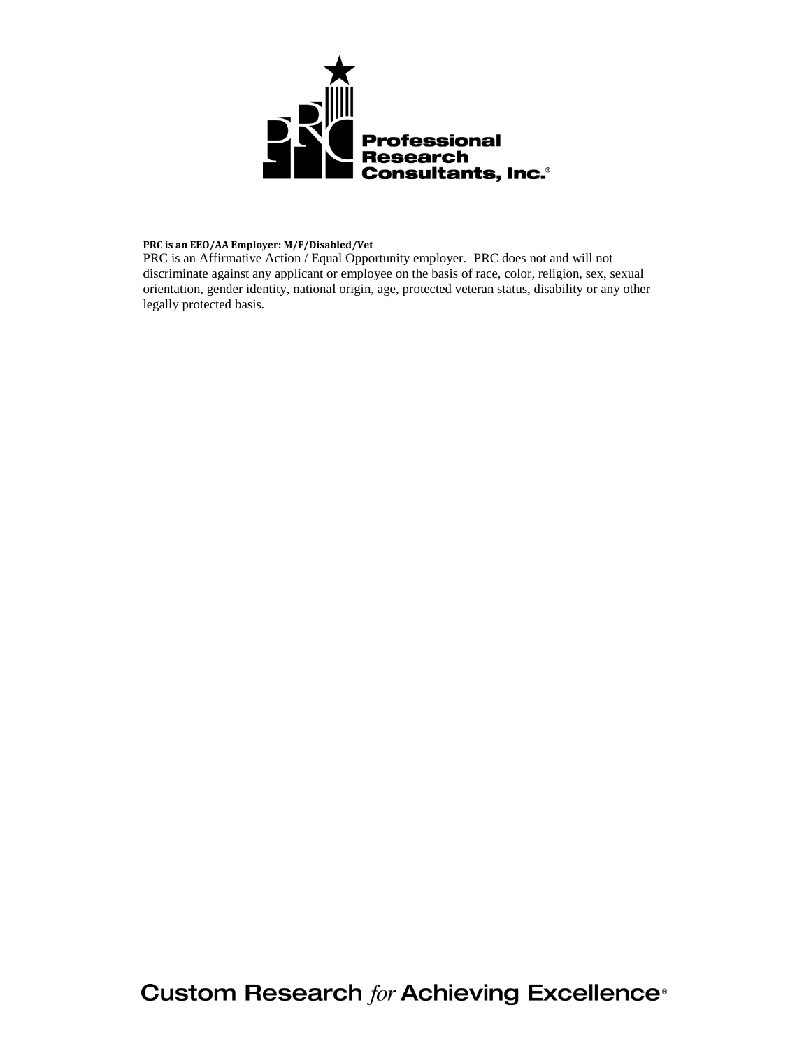Professional Research Consultants, Inc.®

**PRC is an EEO/AA Employer: M/F/Disabled/Vet**

PRC is an Affirmative Action / Equal Opportunity employer. PRC does not and will not discriminate against any applicant or employee on the basis of race, color, religion, sex, sexual orientation, gender identity, national origin, age, protected veteran status, disability or any other legally protected basis.

Custom Research *for* Achieving Excellence®